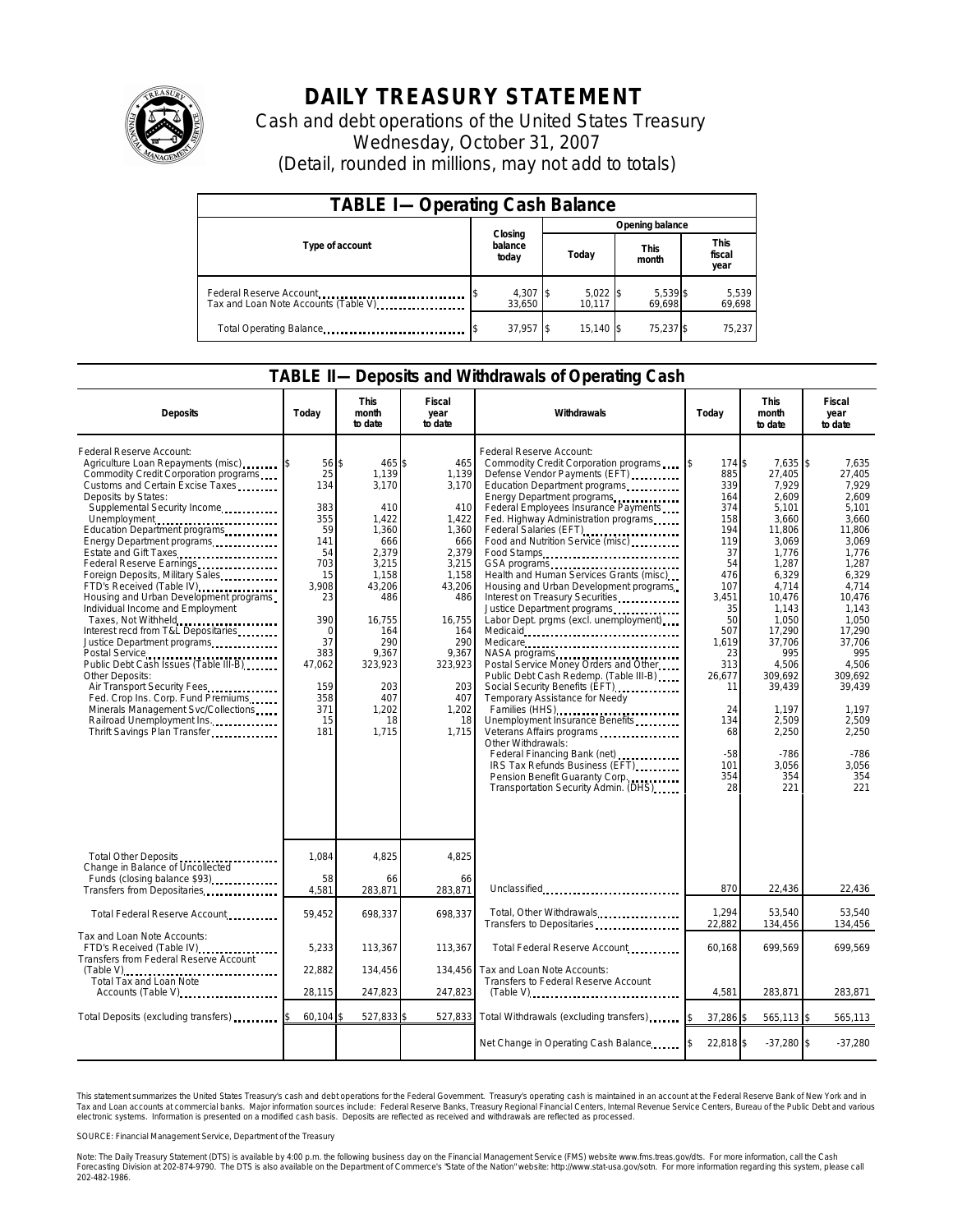# DAILY TREASURY STATEMENT

Cash and debt operations of the United States Treasury
Wednesday, October 31, 2007
(Detail, rounded in millions, may not add to totals)

## TABLE I— Operating Cash Balance

| Type of account | Closing balance today | Opening balance Today | Opening balance This month | Opening balance This fiscal year |
|---|---|---|---|---|
| Federal Reserve Account | $ 4,307 | $ 5,022 | $ 5,539 | $ 5,539 |
| Tax and Loan Note Accounts (Table V) | 33,650 | 10,117 | 69,698 | 69,698 |
| Total Operating Balance | $ 37,957 | $ 15,140 | $ 75,237 | $ 75,237 |

## TABLE II— Deposits and Withdrawals of Operating Cash

| Deposits | Today | This month to date | Fiscal year to date |
|---|---|---|---|
| Federal Reserve Account: | | | |
| Agriculture Loan Repayments (misc) | $ 56 | $ 465 | $ 465 |
| Commodity Credit Corporation programs | 25 | 1,139 | 1,139 |
| Customs and Certain Excise Taxes | 134 | 3,170 | 3,170 |
| Deposits by States: | | | |
| Supplemental Security Income | 383 | 410 | 410 |
| Unemployment | 355 | 1,422 | 1,422 |
| Education Department programs | 59 | 1,360 | 1,360 |
| Energy Department programs | 141 | 666 | 666 |
| Estate and Gift Taxes | 54 | 2,379 | 2,379 |
| Federal Reserve Earnings | 703 | 3,215 | 3,215 |
| Foreign Deposits, Military Sales | 15 | 1,158 | 1,158 |
| FTD's Received (Table IV) | 3,908 | 43,206 | 43,206 |
| Housing and Urban Development programs | 23 | 486 | 486 |
| Individual Income and Employment Taxes, Not Withheld | 390 | 16,755 | 16,755 |
| Interest recd from T&L Depositaries | 0 | 164 | 164 |
| Justice Department programs | 37 | 290 | 290 |
| Postal Service | 383 | 9,367 | 9,367 |
| Public Debt Cash Issues (Table III-B) | 47,062 | 323,923 | 323,923 |
| Other Deposits: | | | |
| Air Transport Security Fees | 159 | 203 | 203 |
| Fed. Crop Ins. Corp. Fund Premiums | 358 | 407 | 407 |
| Minerals Management Svc/Collections | 371 | 1,202 | 1,202 |
| Railroad Unemployment Ins. | 15 | 18 | 18 |
| Thrift Savings Plan Transfer | 181 | 1,715 | 1,715 |
| Total Other Deposits | 1,084 | 4,825 | 4,825 |
| Change in Balance of Uncollected Funds (closing balance $93) | 58 | 66 | 66 |
| Transfers from Depositaries | 4,581 | 283,871 | 283,871 |
| Total Federal Reserve Account | 59,452 | 698,337 | 698,337 |
| Tax and Loan Note Accounts: | | | |
| FTD's Received (Table IV) | 5,233 | 113,367 | 113,367 |
| Transfers from Federal Reserve Account (Table V) | 22,882 | 134,456 | 134,456 |
| Total Tax and Loan Note Accounts (Table V) | 28,115 | 247,823 | 247,823 |
| Total Deposits (excluding transfers) | $ 60,104 | $ 527,833 | $ 527,833 |

| Withdrawals | Today | This month to date | Fiscal year to date |
|---|---|---|---|
| Federal Reserve Account: | | | |
| Commodity Credit Corporation programs | $ 174 | $ 7,635 | $ 7,635 |
| Defense Vendor Payments (EFT) | 885 | 27,405 | 27,405 |
| Education Department programs | 339 | 7,929 | 7,929 |
| Energy Department programs | 164 | 2,609 | 2,609 |
| Federal Employees Insurance Payments | 374 | 5,101 | 5,101 |
| Fed. Highway Administration programs | 158 | 3,660 | 3,660 |
| Federal Salaries (EFT) | 194 | 11,806 | 11,806 |
| Food and Nutrition Service (misc) | 119 | 3,069 | 3,069 |
| Food Stamps | 37 | 1,776 | 1,776 |
| GSA programs | 54 | 1,287 | 1,287 |
| Health and Human Services Grants (misc) | 476 | 6,329 | 6,329 |
| Housing and Urban Development programs | 107 | 4,714 | 4,714 |
| Interest on Treasury Securities | 3,451 | 10,476 | 10,476 |
| Justice Department programs | 35 | 1,143 | 1,143 |
| Labor Dept. prgms (excl. unemployment) | 50 | 1,050 | 1,050 |
| Medicaid | 507 | 17,290 | 17,290 |
| Medicare | 1,619 | 37,706 | 37,706 |
| NASA programs | 23 | 995 | 995 |
| Postal Service Money Orders and Other | 313 | 4,506 | 4,506 |
| Public Debt Cash Redemp. (Table III-B) | 26,677 | 309,692 | 309,692 |
| Social Security Benefits (EFT) | 11 | 39,439 | 39,439 |
| Temporary Assistance for Needy Families (HHS) | 24 | 1,197 | 1,197 |
| Unemployment Insurance Benefits | 134 | 2,509 | 2,509 |
| Veterans Affairs programs | 68 | 2,250 | 2,250 |
| Other Withdrawals: | | | |
| Federal Financing Bank (net) | -58 | -786 | -786 |
| IRS Tax Refunds Business (EFT) | 101 | 3,056 | 3,056 |
| Pension Benefit Guaranty Corp. | 354 | 354 | 354 |
| Transportation Security Admin. (DHS) | 28 | 221 | 221 |
| Unclassified | 870 | 22,436 | 22,436 |
| Total, Other Withdrawals | 1,294 | 53,540 | 53,540 |
| Transfers to Depositaries | 22,882 | 134,456 | 134,456 |
| Total Federal Reserve Account | 60,168 | 699,569 | 699,569 |
| Tax and Loan Note Accounts: | | | |
| Transfers to Federal Reserve Account (Table V) | 4,581 | 283,871 | 283,871 |
| Total Withdrawals (excluding transfers) | $ 37,286 | $ 565,113 | $ 565,113 |
| Net Change in Operating Cash Balance | $ 22,818 | $ -37,280 | $ -37,280 |

This statement summarizes the United States Treasury's cash and debt operations for the Federal Government. Treasury's operating cash is maintained in an account at the Federal Reserve Bank of New York and in Tax and Loan accounts at commercial banks. Major information sources include: Federal Reserve Banks, Treasury Regional Financial Centers, Internal Revenue Service Centers, Bureau of the Public Debt and various electronic systems. Information is presented on a modified cash basis. Deposits are reflected as received and withdrawals are reflected as processed.

SOURCE: Financial Management Service, Department of the Treasury

Note: The Daily Treasury Statement (DTS) is available by 4:00 p.m. the following business day on the Financial Management Service (FMS) website www.fms.treas.gov/dts. For more information, call the Cash Forecasting Division at 202-874-9790. The DTS is also available on the Department of Commerce's "State of the Nation" website: http://www.stat-usa.gov/sotn. For more information regarding this system, please call 202-482-1986.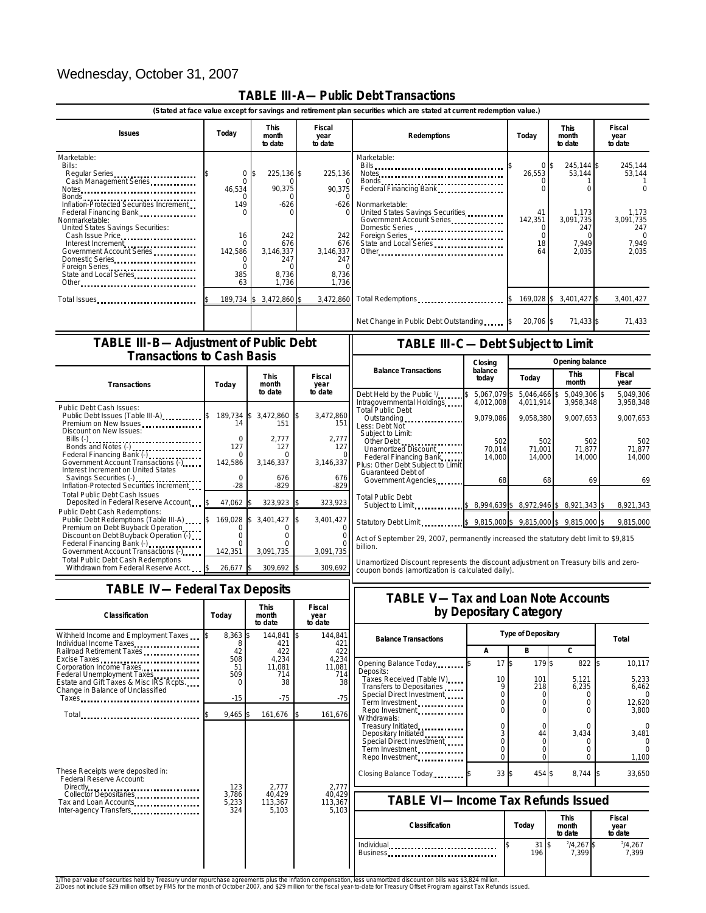Wednesday, October 31, 2007

## TABLE III-A— Public Debt Transactions

(Stated at face value except for savings and retirement plan securities which are stated at current redemption value.)

| Issues | Today | This month to date | Fiscal year to date |
|---|---|---|---|
| Marketable: | | | |
| Bills: | | | |
| Regular Series | $ 0 | $ 225,136 | $ 225,136 |
| Cash Management Series | 0 | 0 | 0 |
| Notes | 46,534 | 90,375 | 90,375 |
| Bonds | 0 | 0 | 0 |
| Inflation-Protected Securities Increment | 149 | -626 | -626 |
| Federal Financing Bank | 0 | 0 | 0 |
| Nonmarketable: | | | |
| United States Savings Securities: | | | |
| Cash Issue Price | 16 | 242 | 242 |
| Interest Increment | 0 | 676 | 676 |
| Government Account Series | 142,586 | 3,146,337 | 3,146,337 |
| Domestic Series | 0 | 247 | 247 |
| Foreign Series | 0 | 0 | 0 |
| State and Local Series | 385 | 8,736 | 8,736 |
| Other | 63 | 1,736 | 1,736 |
| Total Issues | $ 189,734 | $ 3,472,860 | $ 3,472,860 |

| Redemptions | Today | This month to date | Fiscal year to date |
|---|---|---|---|
| Marketable: | | | |
| Bills | $ 0 | $ 245,144 | $ 245,144 |
| Notes | 26,553 | 53,144 | 53,144 |
| Bonds | 0 | 1 | 1 |
| Federal Financing Bank | 0 | 0 | 0 |
| Nonmarketable: | | | |
| United States Savings Securities | 41 | 1,173 | 1,173 |
| Government Account Series | 142,351 | 3,091,735 | 3,091,735 |
| Domestic Series | 0 | 247 | 247 |
| Foreign Series | 0 | 0 | 0 |
| State and Local Series | 18 | 7,949 | 7,949 |
| Other | 64 | 2,035 | 2,035 |
| Total Redemptions | $ 169,028 | $ 3,401,427 | $ 3,401,427 |
| Net Change in Public Debt Outstanding | $ 20,706 | $ 71,433 | $ 71,433 |

## TABLE III-B— Adjustment of Public Debt Transactions to Cash Basis

| Transactions | Today | This month to date | Fiscal year to date |
|---|---|---|---|
| Public Debt Cash Issues: | | | |
| Public Debt Issues (Table III-A) | $ 189,734 | $ 3,472,860 | $ 3,472,860 |
| Premium on New Issues | 14 | 151 | 151 |
| Discount on New Issues: | | | |
| Bills (-) | 0 | 2,777 | 2,777 |
| Bonds and Notes (-) | 127 | 127 | 127 |
| Federal Financing Bank (-) | 0 | 0 | 0 |
| Government Account Transactions (-) | 142,586 | 3,146,337 | 3,146,337 |
| Interest Increment on United States Savings Securities (-) | 0 | 676 | 676 |
| Inflation-Protected Securities Increment | -28 | -829 | -829 |
| Total Public Debt Cash Issues Deposited in Federal Reserve Account | $ 47,062 | $ 323,923 | $ 323,923 |
| Public Debt Cash Redemptions: | | | |
| Public Debt Redemptions (Table III-A) | $ 169,028 | $ 3,401,427 | $ 3,401,427 |
| Premium on Debt Buyback Operation | 0 | 0 | 0 |
| Discount on Debt Buyback Operation (-) | 0 | 0 | 0 |
| Federal Financing Bank (-) | 0 | 0 | 0 |
| Government Account Transactions (-) | 142,351 | 3,091,735 | 3,091,735 |
| Total Public Debt Cash Redemptions Withdrawn from Federal Reserve Acct. | $ 26,677 | $ 309,692 | $ 309,692 |

## TABLE III-C — Debt Subject to Limit

| Balance Transactions | Closing balance today | Opening balance Today | Opening balance This month | Opening balance Fiscal year |
|---|---|---|---|---|
| Debt Held by the Public [1] | $ 5,067,079 | $ 5,046,466 | $ 5,049,306 | $ 5,049,306 |
| Intragovernmental Holdings | 4,012,008 | 4,011,914 | 3,958,348 | 3,958,348 |
| Total Public Debt Outstanding | 9,079,086 | 9,058,380 | 9,007,653 | 9,007,653 |
| Less: Debt Not Subject to Limit: | | | | |
| Other Debt | 502 | 502 | 502 | 502 |
| Unamortized Discount | 70,014 | 71,001 | 71,877 | 71,877 |
| Federal Financing Bank | 14,000 | 14,000 | 14,000 | 14,000 |
| Plus: Other Debt Subject to Limit Guaranteed Debt of Government Agencies | 68 | 68 | 69 | 69 |
| Total Public Debt Subject to Limit | $ 8,994,639 | $ 8,972,946 | $ 8,921,343 | $ 8,921,343 |
| Statutory Debt Limit | $ 9,815,000 | $ 9,815,000 | $ 9,815,000 | $ 9,815,000 |

Act of September 29, 2007, permanently increased the statutory debt limit to $9,815 billion.

Unamortized Discount represents the discount adjustment on Treasury bills and zero-coupon bonds (amortization is calculated daily).

## TABLE IV— Federal Tax Deposits

| Classification | Today | This month to date | Fiscal year to date |
|---|---|---|---|
| Withheld Income and Employment Taxes | $ 8,363 | $ 144,841 | $ 144,841 |
| Individual Income Taxes | 8 | 421 | 421 |
| Railroad Retirement Taxes | 42 | 422 | 422 |
| Excise Taxes | 508 | 4,234 | 4,234 |
| Corporation Income Taxes | 51 | 11,081 | 11,081 |
| Federal Unemployment Taxes | 509 | 714 | 714 |
| Estate and Gift Taxes & Misc IRS Rcpts. | 0 | 38 | 38 |
| Change in Balance of Unclassified Taxes | -15 | -75 | -75 |
| Total | $ 9,465 | $ 161,676 | $ 161,676 |
| These Receipts were deposited in: | | | |
| Federal Reserve Account: | | | |
| Directly | 123 | 2,777 | 2,777 |
| Collector Depositaries | 3,786 | 40,429 | 40,429 |
| Tax and Loan Accounts | 5,233 | 113,367 | 113,367 |
| Inter-agency Transfers | 324 | 5,103 | 5,103 |

## TABLE V— Tax and Loan Note Accounts by Depositary Category

| Balance Transactions | Type of Depositary A | Type of Depositary B | Type of Depositary C | Total |
|---|---|---|---|---|
| Opening Balance Today | $ 17 | $ 179 | $ 822 | $ 10,117 |
| Deposits: | | | | |
| Taxes Received (Table IV) | 10 | 101 | 5,121 | 5,233 |
| Transfers to Depositaries | 9 | 218 | 6,235 | 6,462 |
| Special Direct Investment | 0 | 0 | 0 | 0 |
| Term Investment | 0 | 0 | 0 | 12,620 |
| Repo Investment | 0 | 0 | 0 | 3,800 |
| Withdrawals: | | | | |
| Treasury Initiated | 0 | 0 | 0 | 0 |
| Depositary Initiated | 3 | 44 | 3,434 | 3,481 |
| Special Direct Investment | 0 | 0 | 0 | 0 |
| Term Investment | 0 | 0 | 0 | 0 |
| Repo Investment | 0 | 0 | 0 | 1,100 |
| Closing Balance Today | $ 33 | $ 454 | $ 8,744 | $ 33,650 |

## TABLE VI— Income Tax Refunds Issued

| Classification | Today | This month to date | Fiscal year to date |
|---|---|---|---|
| Individual | $ 31 | $ [2]4,267 | $ [2]4,267 |
| Business | 196 | 7,399 | 7,399 |

1/The par value of securities held by Treasury under repurchase agreements plus the inflation compensation, less unamortized discount on bills was $3,824 million.
2/Does not include $29 million offset by FMS for the month of October 2007, and $29 million for the fiscal year-to-date for Treasury Offset Program against Tax Refunds issued.